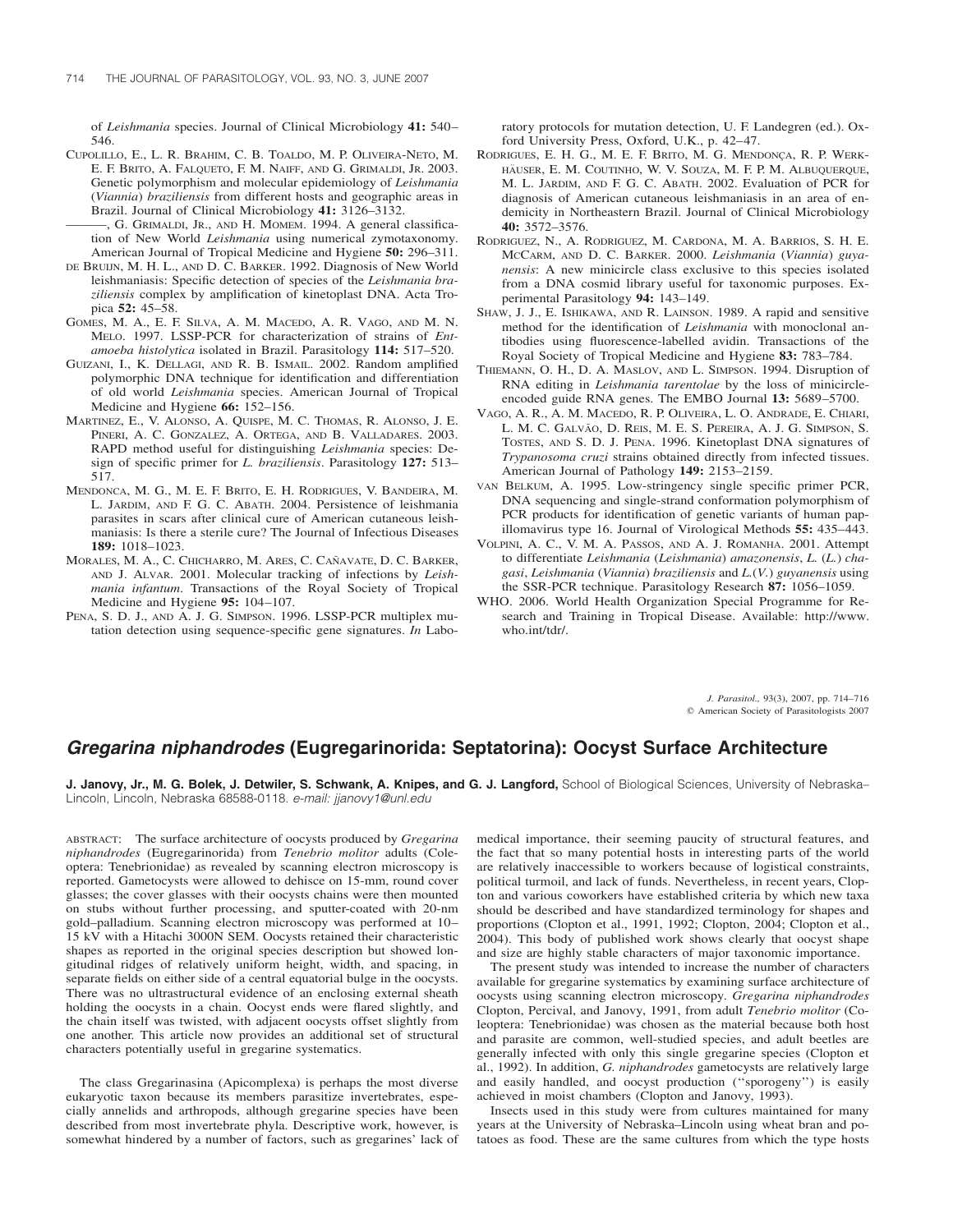of *Leishmania* species. Journal of Clinical Microbiology **41:** 540–546.

CUPOLILLO, E., L. R. BRAHIM, C. B. TOALDO, M. P. OLIVEIRA-NETO, M. E. F. BRITO, A. FALQUETO, F. M. NAIFF, AND G. GRIMALDI, JR. 2003. Genetic polymorphism and molecular epidemiology of *Leishmania* (*Viannia*) *braziliensis* from different hosts and geographic areas in Brazil. Journal of Clinical Microbiology **41:** 3126–3132.

———, G. GRIMALDI, JR., AND H. MOMEM. 1994. A general classification of New World *Leishmania* using numerical zymotaxonomy. American Journal of Tropical Medicine and Hygiene **50:** 296–311.

DE BRUIJN, M. H. L., AND D. C. BARKER. 1992. Diagnosis of New World leishmaniasis: Specific detection of species of the *Leishmania braziliensis* complex by amplification of kinetoplast DNA. Acta Tropica **52:** 45–58.

GOMES, M. A., E. F. SILVA, A. M. MACEDO, A. R. VAGO, AND M. N. MELO. 1997. LSSP-PCR for characterization of strains of *Entamoeba histolytica* isolated in Brazil. Parasitology **114:** 517–520.

GUIZANI, I., K. DELLAGI, AND R. B. ISMAIL. 2002. Random amplified polymorphic DNA technique for identification and differentiation of old world *Leishmania* species. American Journal of Tropical Medicine and Hygiene **66:** 152–156.

MARTINEZ, E., V. ALONSO, A. QUISPE, M. C. THOMAS, R. ALONSO, J. E. PINERI, A. C. GONZALEZ, A. ORTEGA, AND B. VALLADARES. 2003. RAPD method useful for distinguishing *Leishmania* species: Design of specific primer for *L. braziliensis*. Parasitology **127:** 513–517.

MENDONCA, M. G., M. E. F. BRITO, E. H. RODRIGUES, V. BANDEIRA, M. L. JARDIM, AND F. G. C. ABATH. 2004. Persistence of leishmania parasites in scars after clinical cure of American cutaneous leishmaniasis: Is there a sterile cure? The Journal of Infectious Diseases **189:** 1018–1023.

MORALES, M. A., C. CHICHARRO, M. ARES, C. CAÑAVATE, D. C. BARKER, AND J. ALVAR. 2001. Molecular tracking of infections by *Leishmania infantum*. Transactions of the Royal Society of Tropical Medicine and Hygiene **95:** 104–107.

PENA, S. D. J., AND A. J. G. SIMPSON. 1996. LSSP-PCR multiplex mutation detection using sequence-specific gene signatures. *In* Laboratory protocols for mutation detection, U. F. Landegren (ed.). Oxford University Press, Oxford, U.K., p. 42–47.

RODRIGUES, E. H. G., M. E. F. BRITO, M. G. MENDONÇA, R. P. WERKHÄUSER, E. M. COUTINHO, W. V. SOUZA, M. F. P. M. ALBUQUERQUE, M. L. JARDIM, AND F. G. C. ABATH. 2002. Evaluation of PCR for diagnosis of American cutaneous leishmaniasis in an area of endemicity in Northeastern Brazil. Journal of Clinical Microbiology **40:** 3572–3576.

RODRIGUEZ, N., A. RODRIGUEZ, M. CARDONA, M. A. BARRIOS, S. H. E. MCCARM, AND D. C. BARKER. 2000. *Leishmania* (*Viannia*) *guyanensis*: A new minicircle class exclusive to this species isolated from a DNA cosmid library useful for taxonomic purposes. Experimental Parasitology **94:** 143–149.

SHAW, J. J., E. ISHIKAWA, AND R. LAINSON. 1989. A rapid and sensitive method for the identification of *Leishmania* with monoclonal antibodies using fluorescence-labelled avidin. Transactions of the Royal Society of Tropical Medicine and Hygiene **83:** 783–784.

THIEMANN, O. H., D. A. MASLOV, AND L. SIMPSON. 1994. Disruption of RNA editing in *Leishmania tarentolae* by the loss of minicircle-encoded guide RNA genes. The EMBO Journal **13:** 5689–5700.

VAGO, A. R., A. M. MACEDO, R. P. OLIVEIRA, L. O. ANDRADE, E. CHIARI, L. M. C. GALVÃO, D. REIS, M. E. S. PEREIRA, A. J. G. SIMPSON, S. TOSTES, AND S. D. J. PENA. 1996. Kinetoplast DNA signatures of *Trypanosoma cruzi* strains obtained directly from infected tissues. American Journal of Pathology **149:** 2153–2159.

VAN BELKUM, A. 1995. Low-stringency single specific primer PCR, DNA sequencing and single-strand conformation polymorphism of PCR products for identification of genetic variants of human papillomavirus type 16. Journal of Virological Methods **55:** 435–443.

VOLPINI, A. C., V. M. A. PASSOS, AND A. J. ROMANHA. 2001. Attempt to differentiate *Leishmania* (*Leishmania*) *amazonensis*, *L.* (*L.*) *chagasi*, *Leishmania* (*Viannia*) *braziliensis* and *L.*(*V.*) *guyanensis* using the SSR-PCR technique. Parasitology Research **87:** 1056–1059.

WHO. 2006. World Health Organization Special Programme for Research and Training in Tropical Disease. Available: http://www.who.int/tdr/.

*J. Parasitol.,* 93(3), 2007, pp. 714–716
© American Society of Parasitologists 2007

# *Gregarina niphandrodes* (Eugregarinorida: Septatorina): Oocyst Surface Architecture

**J. Janovy, Jr., M. G. Bolek, J. Detwiler, S. Schwank, A. Knipes, and G. J. Langford,** School of Biological Sciences, University of Nebraska–Lincoln, Lincoln, Nebraska 68588-0118. *e-mail: jjanovy1@unl.edu*

ABSTRACT: The surface architecture of oocysts produced by *Gregarina niphandrodes* (Eugregarinorida) from *Tenebrio molitor* adults (Coleoptera: Tenebrionidae) as revealed by scanning electron microscopy is reported. Gametocysts were allowed to dehisce on 15-mm, round cover glasses; the cover glasses with their oocysts chains were then mounted on stubs without further processing, and sputter-coated with 20-nm gold–palladium. Scanning electron microscopy was performed at 10–15 kV with a Hitachi 3000N SEM. Oocysts retained their characteristic shapes as reported in the original species description but showed longitudinal ridges of relatively uniform height, width, and spacing, in separate fields on either side of a central equatorial bulge in the oocysts. There was no ultrastructural evidence of an enclosing external sheath holding the oocysts in a chain. Oocyst ends were flared slightly, and the chain itself was twisted, with adjacent oocysts offset slightly from one another. This article now provides an additional set of structural characters potentially useful in gregarine systematics.

The class Gregarinasina (Apicomplexa) is perhaps the most diverse eukaryotic taxon because its members parasitize invertebrates, especially annelids and arthropods, although gregarine species have been described from most invertebrate phyla. Descriptive work, however, is somewhat hindered by a number of factors, such as gregarines' lack of medical importance, their seeming paucity of structural features, and the fact that so many potential hosts in interesting parts of the world are relatively inaccessible to workers because of logistical constraints, political turmoil, and lack of funds. Nevertheless, in recent years, Clopton and various coworkers have established criteria by which new taxa should be described and have standardized terminology for shapes and proportions (Clopton et al., 1991, 1992; Clopton, 2004; Clopton et al., 2004). This body of published work shows clearly that oocyst shape and size are highly stable characters of major taxonomic importance.

The present study was intended to increase the number of characters available for gregarine systematics by examining surface architecture of oocysts using scanning electron microscopy. *Gregarina niphandrodes* Clopton, Percival, and Janovy, 1991, from adult *Tenebrio molitor* (Coleoptera: Tenebrionidae) was chosen as the material because both host and parasite are common, well-studied species, and adult beetles are generally infected with only this single gregarine species (Clopton et al., 1992). In addition, *G. niphandrodes* gametocysts are relatively large and easily handled, and oocyst production ("sporogeny") is easily achieved in moist chambers (Clopton and Janovy, 1993).

Insects used in this study were from cultures maintained for many years at the University of Nebraska–Lincoln using wheat bran and potatoes as food. These are the same cultures from which the type hosts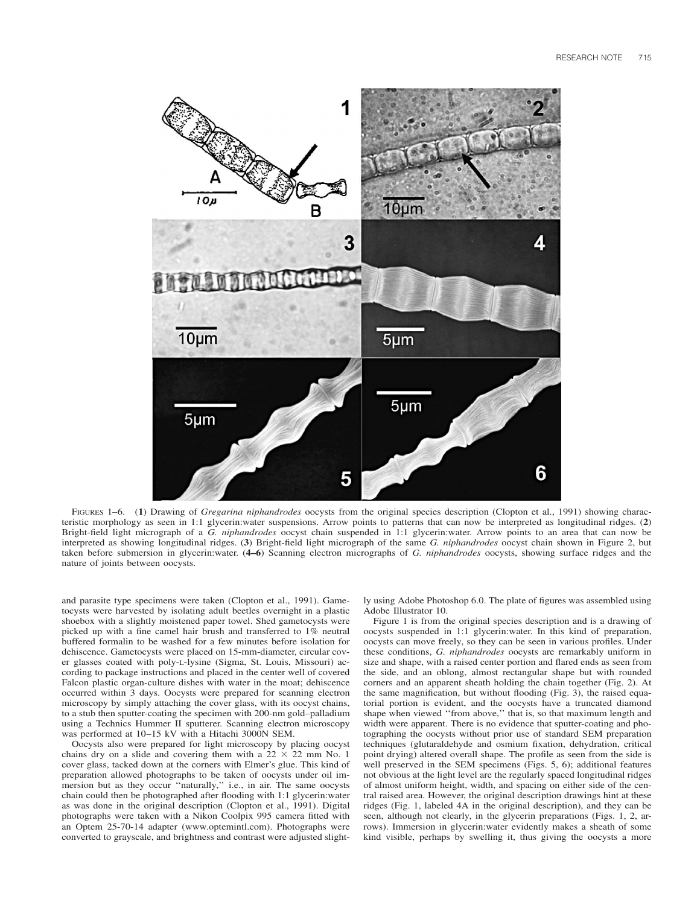FIGURES 1–6. (**1**) Drawing of *Gregarina niphandrodes* oocysts from the original species description (Clopton et al., 1991) showing characteristic morphology as seen in 1:1 glycerin:water suspensions. Arrow points to patterns that can now be interpreted as longitudinal ridges. (**2**) Bright-field light micrograph of a *G. niphandrodes* oocyst chain suspended in 1:1 glycerin:water. Arrow points to an area that can now be interpreted as showing longitudinal ridges. (**3**) Bright-field light micrograph of the same *G. niphandrodes* oocyst chain shown in Figure 2, but taken before submersion in glycerin:water. (**4–6**) Scanning electron micrographs of *G. niphandrodes* oocysts, showing surface ridges and the nature of joints between oocysts.

and parasite type specimens were taken (Clopton et al., 1991). Gametocysts were harvested by isolating adult beetles overnight in a plastic shoebox with a slightly moistened paper towel. Shed gametocysts were picked up with a fine camel hair brush and transferred to 1% neutral buffered formalin to be washed for a few minutes before isolation for dehiscence. Gametocysts were placed on 15-mm-diameter, circular cover glasses coated with poly-L-lysine (Sigma, St. Louis, Missouri) according to package instructions and placed in the center well of covered Falcon plastic organ-culture dishes with water in the moat; dehiscence occurred within 3 days. Oocysts were prepared for scanning electron microscopy by simply attaching the cover glass, with its oocyst chains, to a stub then sputter-coating the specimen with 200-nm gold–palladium using a Technics Hummer II sputterer. Scanning electron microscopy was performed at 10–15 kV with a Hitachi 3000N SEM.

Oocysts also were prepared for light microscopy by placing oocyst chains dry on a slide and covering them with a 22 × 22 mm No. 1 cover glass, tacked down at the corners with Elmer's glue. This kind of preparation allowed photographs to be taken of oocysts under oil immersion but as they occur ''naturally,'' i.e., in air. The same oocysts chain could then be photographed after flooding with 1:1 glycerin:water as was done in the original description (Clopton et al., 1991). Digital photographs were taken with a Nikon Coolpix 995 camera fitted with an Optem 25-70-14 adapter (www.optemintl.com). Photographs were converted to grayscale, and brightness and contrast were adjusted slightly using Adobe Photoshop 6.0. The plate of figures was assembled using Adobe Illustrator 10.

Figure 1 is from the original species description and is a drawing of oocysts suspended in 1:1 glycerin:water. In this kind of preparation, oocysts can move freely, so they can be seen in various profiles. Under these conditions, *G. niphandrodes* oocysts are remarkably uniform in size and shape, with a raised center portion and flared ends as seen from the side, and an oblong, almost rectangular shape but with rounded corners and an apparent sheath holding the chain together (Fig. 2). At the same magnification, but without flooding (Fig. 3), the raised equatorial portion is evident, and the oocysts have a truncated diamond shape when viewed ''from above,'' that is, so that maximum length and width were apparent. There is no evidence that sputter-coating and photographing the oocysts without prior use of standard SEM preparation techniques (glutaraldehyde and osmium fixation, dehydration, critical point drying) altered overall shape. The profile as seen from the side is well preserved in the SEM specimens (Figs. 5, 6); additional features not obvious at the light level are the regularly spaced longitudinal ridges of almost uniform height, width, and spacing on either side of the central raised area. However, the original description drawings hint at these ridges (Fig. 1, labeled 4A in the original description), and they can be seen, although not clearly, in the glycerin preparations (Figs. 1, 2, arrows). Immersion in glycerin:water evidently makes a sheath of some kind visible, perhaps by swelling it, thus giving the oocysts a more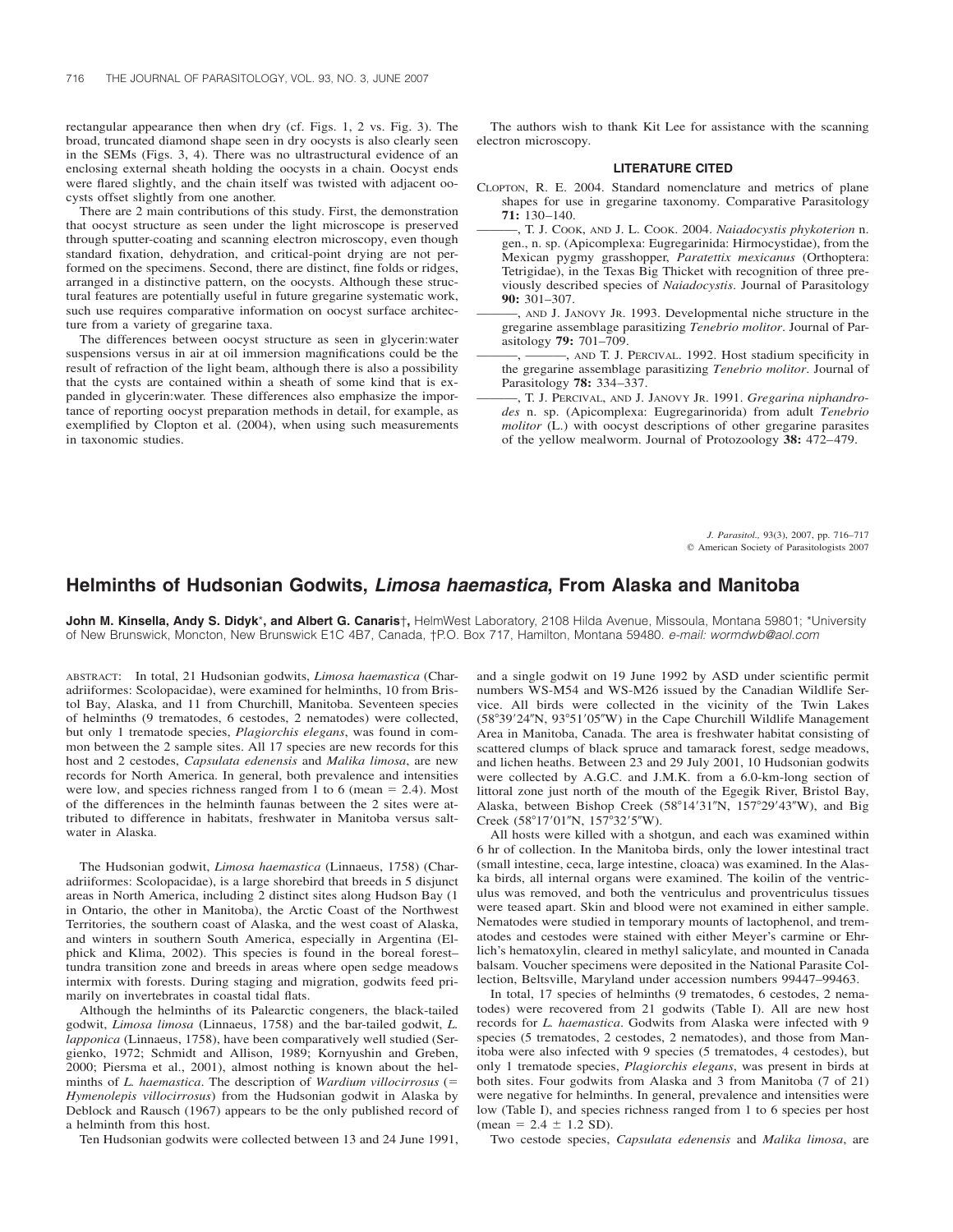rectangular appearance then when dry (cf. Figs. 1, 2 vs. Fig. 3). The broad, truncated diamond shape seen in dry oocysts is also clearly seen in the SEMs (Figs. 3, 4). There was no ultrastructural evidence of an enclosing external sheath holding the oocysts in a chain. Oocyst ends were flared slightly, and the chain itself was twisted with adjacent oocysts offset slightly from one another.

There are 2 main contributions of this study. First, the demonstration that oocyst structure as seen under the light microscope is preserved through sputter-coating and scanning electron microscopy, even though standard fixation, dehydration, and critical-point drying are not performed on the specimens. Second, there are distinct, fine folds or ridges, arranged in a distinctive pattern, on the oocysts. Although these structural features are potentially useful in future gregarine systematic work, such use requires comparative information on oocyst surface architecture from a variety of gregarine taxa.

The differences between oocyst structure as seen in glycerin:water suspensions versus in air at oil immersion magnifications could be the result of refraction of the light beam, although there is also a possibility that the cysts are contained within a sheath of some kind that is expanded in glycerin:water. These differences also emphasize the importance of reporting oocyst preparation methods in detail, for example, as exemplified by Clopton et al. (2004), when using such measurements in taxonomic studies.

The authors wish to thank Kit Lee for assistance with the scanning electron microscopy.

## LITERATURE CITED

Clopton, R. E. 2004. Standard nomenclature and metrics of plane shapes for use in gregarine taxonomy. Comparative Parasitology **71:** 130–140.

———, T. J. Cook, and J. L. Cook. 2004. *Naiadocystis phykoterion* n. gen., n. sp. (Apicomplexa: Eugregarinida: Hirmocystidae), from the Mexican pygmy grasshopper, *Paratettix mexicanus* (Orthoptera: Tetrigidae), in the Texas Big Thicket with recognition of three previously described species of *Naiadocystis*. Journal of Parasitology **90:** 301–307.

———, and J. Janovy Jr. 1993. Developmental niche structure in the gregarine assemblage parasitizing *Tenebrio molitor*. Journal of Parasitology **79:** 701–709.

———, ———, and T. J. Percival. 1992. Host stadium specificity in the gregarine assemblage parasitizing *Tenebrio molitor*. Journal of Parasitology **78:** 334–337.

———, T. J. Percival, and J. Janovy Jr. 1991. *Gregarina niphandrodes* n. sp. (Apicomplexa: Eugregarinorida) from adult *Tenebrio molitor* (L.) with oocyst descriptions of other gregarine parasites of the yellow mealworm. Journal of Protozoology **38:** 472–479.

*J. Parasitol.*, 93(3), 2007, pp. 716–717
© American Society of Parasitologists 2007

# Helminths of Hudsonian Godwits, *Limosa haemastica*, From Alaska and Manitoba

**John M. Kinsella, Andy S. Didyk\*, and Albert G. Canaris†,** HelmWest Laboratory, 2108 Hilda Avenue, Missoula, Montana 59801; \*University of New Brunswick, Moncton, New Brunswick E1C 4B7, Canada, †P.O. Box 717, Hamilton, Montana 59480. *e-mail: wormdwb@aol.com*

ABSTRACT: In total, 21 Hudsonian godwits, *Limosa haemastica* (Charadriiformes: Scolopacidae), were examined for helminths, 10 from Bristol Bay, Alaska, and 11 from Churchill, Manitoba. Seventeen species of helminths (9 trematodes, 6 cestodes, 2 nematodes) were collected, but only 1 trematode species, *Plagiorchis elegans*, was found in common between the 2 sample sites. All 17 species are new records for this host and 2 cestodes, *Capsulata edenensis* and *Malika limosa*, are new records for North America. In general, both prevalence and intensities were low, and species richness ranged from 1 to 6 (mean = 2.4). Most of the differences in the helminth faunas between the 2 sites were attributed to difference in habitats, freshwater in Manitoba versus saltwater in Alaska.

The Hudsonian godwit, *Limosa haemastica* (Linnaeus, 1758) (Charadriiformes: Scolopacidae), is a large shorebird that breeds in 5 disjunct areas in North America, including 2 distinct sites along Hudson Bay (1 in Ontario, the other in Manitoba), the Arctic Coast of the Northwest Territories, the southern coast of Alaska, and the west coast of Alaska, and winters in southern South America, especially in Argentina (Elphick and Klima, 2002). This species is found in the boreal forest–tundra transition zone and breeds in areas where open sedge meadows intermix with forests. During staging and migration, godwits feed primarily on invertebrates in coastal tidal flats.

Although the helminths of its Palearctic congeners, the black-tailed godwit, *Limosa limosa* (Linnaeus, 1758) and the bar-tailed godwit, *L. lapponica* (Linnaeus, 1758), have been comparatively well studied (Sergienko, 1972; Schmidt and Allison, 1989; Kornyushin and Greben, 2000; Piersma et al., 2001), almost nothing is known about the helminths of *L. haemastica*. The description of *Wardium villocirrosus* (= *Hymenolepis villocirrosus*) from the Hudsonian godwit in Alaska by Deblock and Rausch (1967) appears to be the only published record of a helminth from this host.

Ten Hudsonian godwits were collected between 13 and 24 June 1991, and a single godwit on 19 June 1992 by ASD under scientific permit numbers WS-M54 and WS-M26 issued by the Canadian Wildlife Service. All birds were collected in the vicinity of the Twin Lakes (58°39′24″N, 93°51′05″W) in the Cape Churchill Wildlife Management Area in Manitoba, Canada. The area is freshwater habitat consisting of scattered clumps of black spruce and tamarack forest, sedge meadows, and lichen heaths. Between 23 and 29 July 2001, 10 Hudsonian godwits were collected by A.G.C. and J.M.K. from a 6.0-km-long section of littoral zone just north of the mouth of the Egegik River, Bristol Bay, Alaska, between Bishop Creek (58°14′31″N, 157°29′43″W), and Big Creek (58°17′01″N, 157°32′5″W).

All hosts were killed with a shotgun, and each was examined within 6 hr of collection. In the Manitoba birds, only the lower intestinal tract (small intestine, ceca, large intestine, cloaca) was examined. In the Alaska birds, all internal organs were examined. The koilin of the ventriculus was removed, and both the ventriculus and proventriculus tissues were teased apart. Skin and blood were not examined in either sample. Nematodes were studied in temporary mounts of lactophenol, and trematodes and cestodes were stained with either Meyer's carmine or Ehrlich's hematoxylin, cleared in methyl salicylate, and mounted in Canada balsam. Voucher specimens were deposited in the National Parasite Collection, Beltsville, Maryland under accession numbers 99447–99463.

In total, 17 species of helminths (9 trematodes, 6 cestodes, 2 nematodes) were recovered from 21 godwits (Table I). All are new host records for *L. haemastica*. Godwits from Alaska were infected with 9 species (5 trematodes, 2 cestodes, 2 nematodes), and those from Manitoba were also infected with 9 species (5 trematodes, 4 cestodes), but only 1 trematode species, *Plagiorchis elegans*, was present in birds at both sites. Four godwits from Alaska and 3 from Manitoba (7 of 21) were negative for helminths. In general, prevalence and intensities were low (Table I), and species richness ranged from 1 to 6 species per host (mean = 2.4 ± 1.2 SD).

Two cestode species, *Capsulata edenensis* and *Malika limosa*, are